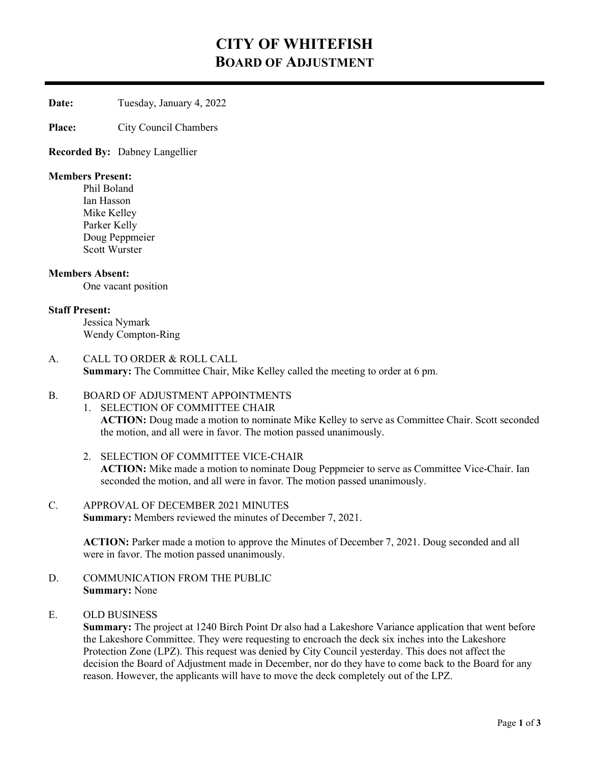# CITY OF WHITEFISH
## BOARD OF ADJUSTMENT

**Date:** Tuesday, January 4, 2022

**Place:** City Council Chambers

**Recorded By:** Dabney Langellier

**Members Present:**
Phil Boland
Ian Hasson
Mike Kelley
Parker Kelly
Doug Peppmeier
Scott Wurster

**Members Absent:**
One vacant position

**Staff Present:**
Jessica Nymark
Wendy Compton-Ring

A. CALL TO ORDER & ROLL CALL
**Summary:** The Committee Chair, Mike Kelley called the meeting to order at 6 pm.

B. BOARD OF ADJUSTMENT APPOINTMENTS

1. SELECTION OF COMMITTEE CHAIR
**ACTION:** Doug made a motion to nominate Mike Kelley to serve as Committee Chair. Scott seconded the motion, and all were in favor. The motion passed unanimously.

2. SELECTION OF COMMITTEE VICE-CHAIR
**ACTION:** Mike made a motion to nominate Doug Peppmeier to serve as Committee Vice-Chair. Ian seconded the motion, and all were in favor. The motion passed unanimously.

C. APPROVAL OF DECEMBER 2021 MINUTES
**Summary:** Members reviewed the minutes of December 7, 2021.

**ACTION:** Parker made a motion to approve the Minutes of December 7, 2021. Doug seconded and all were in favor. The motion passed unanimously.

D. COMMUNICATION FROM THE PUBLIC
**Summary:** None

E. OLD BUSINESS
**Summary:** The project at 1240 Birch Point Dr also had a Lakeshore Variance application that went before the Lakeshore Committee. They were requesting to encroach the deck six inches into the Lakeshore Protection Zone (LPZ). This request was denied by City Council yesterday. This does not affect the decision the Board of Adjustment made in December, nor do they have to come back to the Board for any reason. However, the applicants will have to move the deck completely out of the LPZ.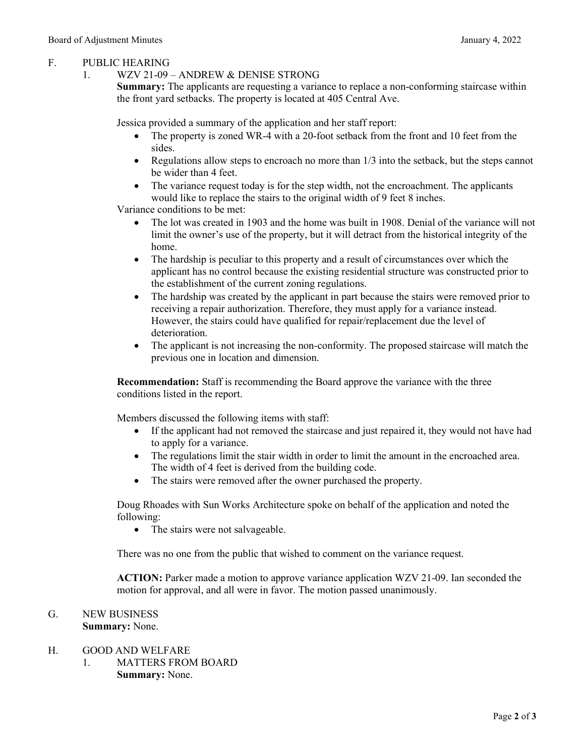## F. PUBLIC HEARING

### 1. WZV 21-09 – ANDREW & DENISE STRONG

**Summary:** The applicants are requesting a variance to replace a non-conforming staircase within the front yard setbacks. The property is located at 405 Central Ave.

Jessica provided a summary of the application and her staff report:

- The property is zoned WR-4 with a 20-foot setback from the front and 10 feet from the sides.
- Regulations allow steps to encroach no more than 1/3 into the setback, but the steps cannot be wider than 4 feet.
- The variance request today is for the step width, not the encroachment. The applicants would like to replace the stairs to the original width of 9 feet 8 inches.

Variance conditions to be met:

- The lot was created in 1903 and the home was built in 1908. Denial of the variance will not limit the owner's use of the property, but it will detract from the historical integrity of the home.
- The hardship is peculiar to this property and a result of circumstances over which the applicant has no control because the existing residential structure was constructed prior to the establishment of the current zoning regulations.
- The hardship was created by the applicant in part because the stairs were removed prior to receiving a repair authorization. Therefore, they must apply for a variance instead. However, the stairs could have qualified for repair/replacement due the level of deterioration.
- The applicant is not increasing the non-conformity. The proposed staircase will match the previous one in location and dimension.

**Recommendation:** Staff is recommending the Board approve the variance with the three conditions listed in the report.

Members discussed the following items with staff:

- If the applicant had not removed the staircase and just repaired it, they would not have had to apply for a variance.
- The regulations limit the stair width in order to limit the amount in the encroached area. The width of 4 feet is derived from the building code.
- The stairs were removed after the owner purchased the property.

Doug Rhoades with Sun Works Architecture spoke on behalf of the application and noted the following:

- The stairs were not salvageable.

There was no one from the public that wished to comment on the variance request.

**ACTION:** Parker made a motion to approve variance application WZV 21-09. Ian seconded the motion for approval, and all were in favor. The motion passed unanimously.

## G. NEW BUSINESS

**Summary:** None.

## H. GOOD AND WELFARE

### 1. MATTERS FROM BOARD

**Summary:** None.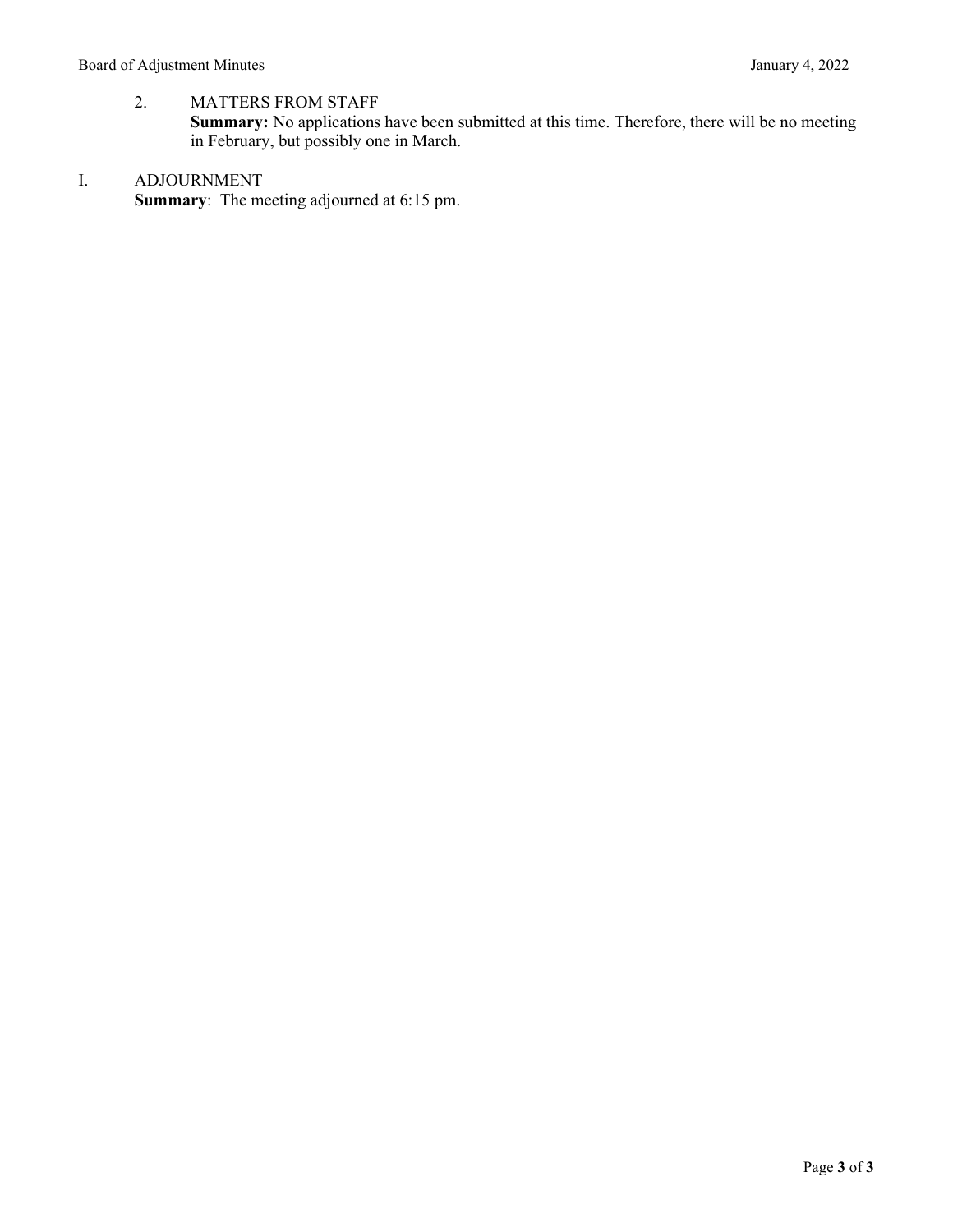2. MATTERS FROM STAFF

   **Summary:** No applications have been submitted at this time. Therefore, there will be no meeting in February, but possibly one in March.

I. ADJOURNMENT

**Summary**: The meeting adjourned at 6:15 pm.